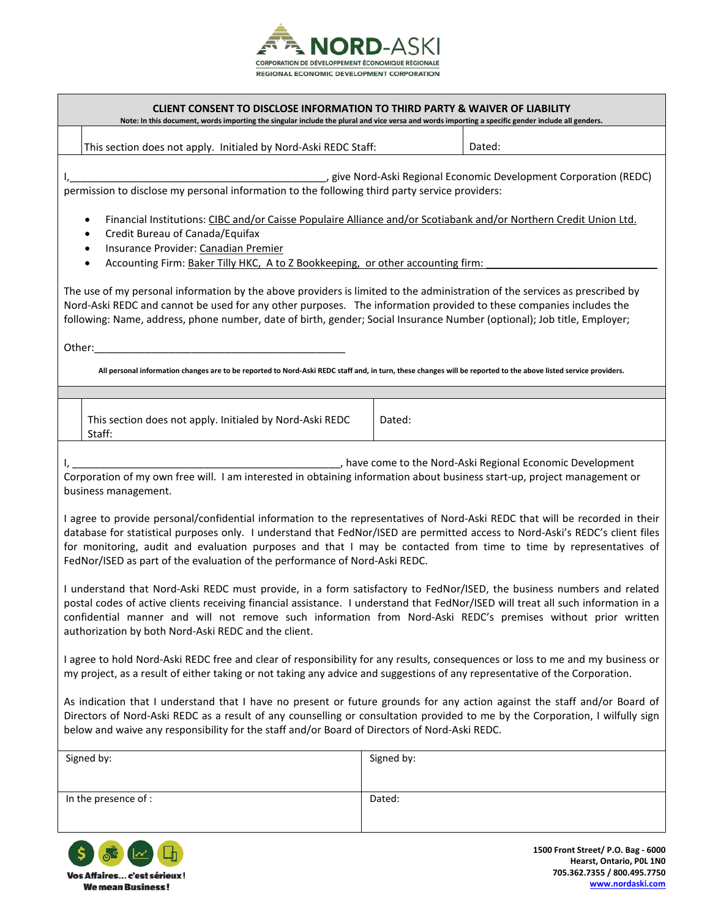**NORD-ASKI**
CORPORATION DE DÉVELOPPEMENT ÉCONOMIQUE RÉGIONALE
REGIONAL ECONOMIC DEVELOPMENT CORPORATION

## CLIENT CONSENT TO DISCLOSE INFORMATION TO THIRD PARTY & WAIVER OF LIABILITY

**Note: In this document, words importing the singular include the plural and vice versa and words importing a specific gender include all genders.**

| | This section does not apply. Initialed by Nord-Aski REDC Staff: | Dated: |
|---|---|---|

I,_______________________________________________, give Nord-Aski Regional Economic Development Corporation (REDC) permission to disclose my personal information to the following third party service providers:

- Financial Institutions: CIBC and/or Caisse Populaire Alliance and/or Scotiabank and/or Northern Credit Union Ltd.
- Credit Bureau of Canada/Equifax
- Insurance Provider: Canadian Premier
- Accounting Firm: Baker Tilly HKC, A to Z Bookkeeping, or other accounting firm: ______________________________

The use of my personal information by the above providers is limited to the administration of the services as prescribed by Nord-Aski REDC and cannot be used for any other purposes. The information provided to these companies includes the following: Name, address, phone number, date of birth, gender; Social Insurance Number (optional); Job title, Employer;

Other:_______________________________________________

**All personal information changes are to be reported to Nord-Aski REDC staff and, in turn, these changes will be reported to the above listed service providers.**

| | This section does not apply. Initialed by Nord-Aski REDC Staff: | Dated: |
|---|---|---|

I, _________________________________________________, have come to the Nord-Aski Regional Economic Development Corporation of my own free will. I am interested in obtaining information about business start-up, project management or business management.

I agree to provide personal/confidential information to the representatives of Nord-Aski REDC that will be recorded in their database for statistical purposes only. I understand that FedNor/ISED are permitted access to Nord-Aski's REDC's client files for monitoring, audit and evaluation purposes and that I may be contacted from time to time by representatives of FedNor/ISED as part of the evaluation of the performance of Nord-Aski REDC.

I understand that Nord-Aski REDC must provide, in a form satisfactory to FedNor/ISED, the business numbers and related postal codes of active clients receiving financial assistance. I understand that FedNor/ISED will treat all such information in a confidential manner and will not remove such information from Nord-Aski REDC's premises without prior written authorization by both Nord-Aski REDC and the client.

I agree to hold Nord-Aski REDC free and clear of responsibility for any results, consequences or loss to me and my business or my project, as a result of either taking or not taking any advice and suggestions of any representative of the Corporation.

As indication that I understand that I have no present or future grounds for any action against the staff and/or Board of Directors of Nord-Aski REDC as a result of any counselling or consultation provided to me by the Corporation, I wilfully sign below and waive any responsibility for the staff and/or Board of Directors of Nord-Aski REDC.

| Signed by: | Signed by: |
|---|---|
| In the presence of : | Dated: |

**Vos Affaires... c'est sérieux!**
**We mean Business!**

1500 Front Street/ P.O. Bag - 6000
Hearst, Ontario, P0L 1N0
705.362.7355 / 800.495.7750
www.nordaski.com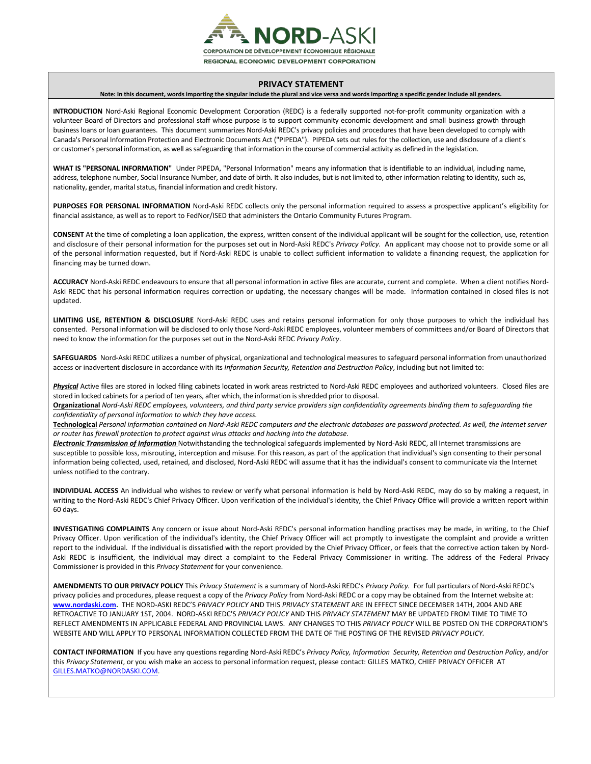NORD-ASKI

CORPORATION DE DÉVELOPPEMENT ÉCONOMIQUE RÉGIONALE

REGIONAL ECONOMIC DEVELOPMENT CORPORATION

# PRIVACY STATEMENT

**Note: In this document, words importing the singular include the plural and vice versa and words importing a specific gender include all genders.**

**INTRODUCTION** Nord-Aski Regional Economic Development Corporation (REDC) is a federally supported not-for-profit community organization with a volunteer Board of Directors and professional staff whose purpose is to support community economic development and small business growth through business loans or loan guarantees. This document summarizes Nord-Aski REDC's privacy policies and procedures that have been developed to comply with Canada's Personal Information Protection and Electronic Documents Act ("PIPEDA"). PIPEDA sets out rules for the collection, use and disclosure of a client's or customer's personal information, as well as safeguarding that information in the course of commercial activity as defined in the legislation.

**WHAT IS "PERSONAL INFORMATION"** Under PIPEDA, "Personal Information" means any information that is identifiable to an individual, including name, address, telephone number, Social Insurance Number, and date of birth. It also includes, but is not limited to, other information relating to identity, such as, nationality, gender, marital status, financial information and credit history.

**PURPOSES FOR PERSONAL INFORMATION** Nord-Aski REDC collects only the personal information required to assess a prospective applicant's eligibility for financial assistance, as well as to report to FedNor/ISED that administers the Ontario Community Futures Program.

**CONSENT** At the time of completing a loan application, the express, written consent of the individual applicant will be sought for the collection, use, retention and disclosure of their personal information for the purposes set out in Nord-Aski REDC's *Privacy Policy*. An applicant may choose not to provide some or all of the personal information requested, but if Nord-Aski REDC is unable to collect sufficient information to validate a financing request, the application for financing may be turned down.

**ACCURACY** Nord-Aski REDC endeavours to ensure that all personal information in active files are accurate, current and complete. When a client notifies Nord-Aski REDC that his personal information requires correction or updating, the necessary changes will be made. Information contained in closed files is not updated.

**LIMITING USE, RETENTION & DISCLOSURE** Nord-Aski REDC uses and retains personal information for only those purposes to which the individual has consented. Personal information will be disclosed to only those Nord-Aski REDC employees, volunteer members of committees and/or Board of Directors that need to know the information for the purposes set out in the Nord-Aski REDC *Privacy Policy*.

**SAFEGUARDS** Nord-Aski REDC utilizes a number of physical, organizational and technological measures to safeguard personal information from unauthorized access or inadvertent disclosure in accordance with its *Information Security, Retention and Destruction Policy*, including but not limited to:

***Physical*** Active files are stored in locked filing cabinets located in work areas restricted to Nord-Aski REDC employees and authorized volunteers. Closed files are stored in locked cabinets for a period of ten years, after which, the information is shredded prior to disposal.

**Organizational** *Nord-Aski REDC employees, volunteers, and third party service providers sign confidentiality agreements binding them to safeguarding the confidentiality of personal information to which they have access.*

**Technological** *Personal information contained on Nord-Aski REDC computers and the electronic databases are password protected. As well, the Internet server or router has firewall protection to protect against virus attacks and hacking into the database.*

***Electronic Transmission of Information*** Notwithstanding the technological safeguards implemented by Nord-Aski REDC, all Internet transmissions are susceptible to possible loss, misrouting, interception and misuse. For this reason, as part of the application that individual's sign consenting to their personal information being collected, used, retained, and disclosed, Nord-Aski REDC will assume that it has the individual's consent to communicate via the Internet unless notified to the contrary.

**INDIVIDUAL ACCESS** An individual who wishes to review or verify what personal information is held by Nord-Aski REDC, may do so by making a request, in writing to the Nord-Aski REDC's Chief Privacy Officer. Upon verification of the individual's identity, the Chief Privacy Office will provide a written report within 60 days.

**INVESTIGATING COMPLAINTS** Any concern or issue about Nord-Aski REDC's personal information handling practises may be made, in writing, to the Chief Privacy Officer. Upon verification of the individual's identity, the Chief Privacy Officer will act promptly to investigate the complaint and provide a written report to the individual. If the individual is dissatisfied with the report provided by the Chief Privacy Officer, or feels that the corrective action taken by Nord-Aski REDC is insufficient, the individual may direct a complaint to the Federal Privacy Commissioner in writing. The address of the Federal Privacy Commissioner is provided in this *Privacy Statement* for your convenience.

**AMENDMENTS TO OUR PRIVACY POLICY** This *Privacy Statement* is a summary of Nord-Aski REDC's *Privacy Policy.* For full particulars of Nord-Aski REDC's privacy policies and procedures, please request a copy of the *Privacy Policy* from Nord-Aski REDC or a copy may be obtained from the Internet website at: **www.nordaski.com.** THE NORD-ASKI REDC'S *PRIVACY POLICY* AND THIS *PRIVACY STATEMENT* ARE IN EFFECT SINCE DECEMBER 14TH, 2004 AND ARE RETROACTIVE TO JANUARY 1ST, 2004. NORD-ASKI REDC'S *PRIVACY POLICY* AND THIS *PRIVACY STATEMENT* MAY BE UPDATED FROM TIME TO TIME TO REFLECT AMENDMENTS IN APPLICABLE FEDERAL AND PROVINCIAL LAWS. ANY CHANGES TO THIS *PRIVACY POLICY* WILL BE POSTED ON THE CORPORATION'S WEBSITE AND WILL APPLY TO PERSONAL INFORMATION COLLECTED FROM THE DATE OF THE POSTING OF THE REVISED *PRIVACY POLICY.*

**CONTACT INFORMATION** If you have any questions regarding Nord-Aski REDC's *Privacy Policy, Information Security, Retention and Destruction Policy*, and/or this *Privacy Statement*, or you wish make an access to personal information request, please contact: GILLES MATKO, CHIEF PRIVACY OFFICER AT GILLES.MATKO@NORDASKI.COM.